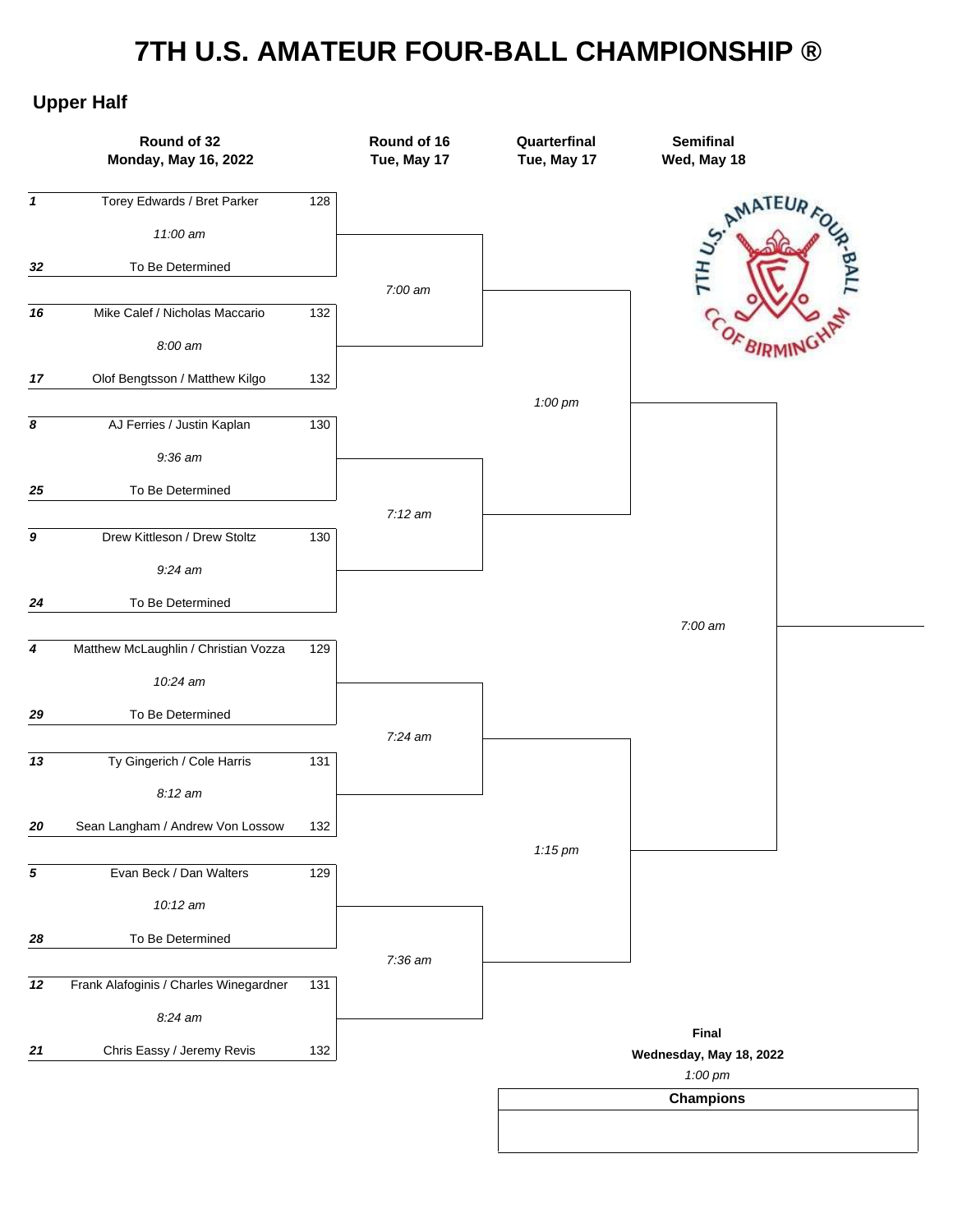# 7TH U.S. AMATEUR FOUR-BALL CHAMPIONSHIP ®

## Upper Half

| Seed | Round of 32 Monday, May 16, 2022 | Score | Tee Time |
|---|---|---|---|
| 1 | Torey Edwards / Bret Parker | 128 | 11:00 am |
| 32 | To Be Determined | | |
| 16 | Mike Calef / Nicholas Maccario | 132 | 8:00 am |
| 17 | Olof Bengtsson / Matthew Kilgo | 132 | |
| 8 | AJ Ferries / Justin Kaplan | 130 | 9:36 am |
| 25 | To Be Determined | | |
| 9 | Drew Kittleson / Drew Stoltz | 130 | 9:24 am |
| 24 | To Be Determined | | |
| 4 | Matthew McLaughlin / Christian Vozza | 129 | 10:24 am |
| 29 | To Be Determined | | |
| 13 | Ty Gingerich / Cole Harris | 131 | 8:12 am |
| 20 | Sean Langham / Andrew Von Lossow | 132 | |
| 5 | Evan Beck / Dan Walters | 129 | 10:12 am |
| 28 | To Be Determined | | |
| 12 | Frank Alafoginis / Charles Winegardner | 131 | 8:24 am |
| 21 | Chris Eassy / Jeremy Revis | 132 | |

**Round of 16 – Tue, May 17**

- 7:00 am (1/32 vs. 16/17)
- 7:12 am (8/25 vs. 9/24)
- 7:24 am (4/29 vs. 13/20)
- 7:36 am (5/28 vs. 12/21)

**Quarterfinal – Tue, May 17**

- 1:00 pm
- 1:15 pm

**Semifinal – Wed, May 18**

- 7:00 am

**Final**

Wednesday, May 18, 2022

1:00 pm

| Champions |
|---|
| |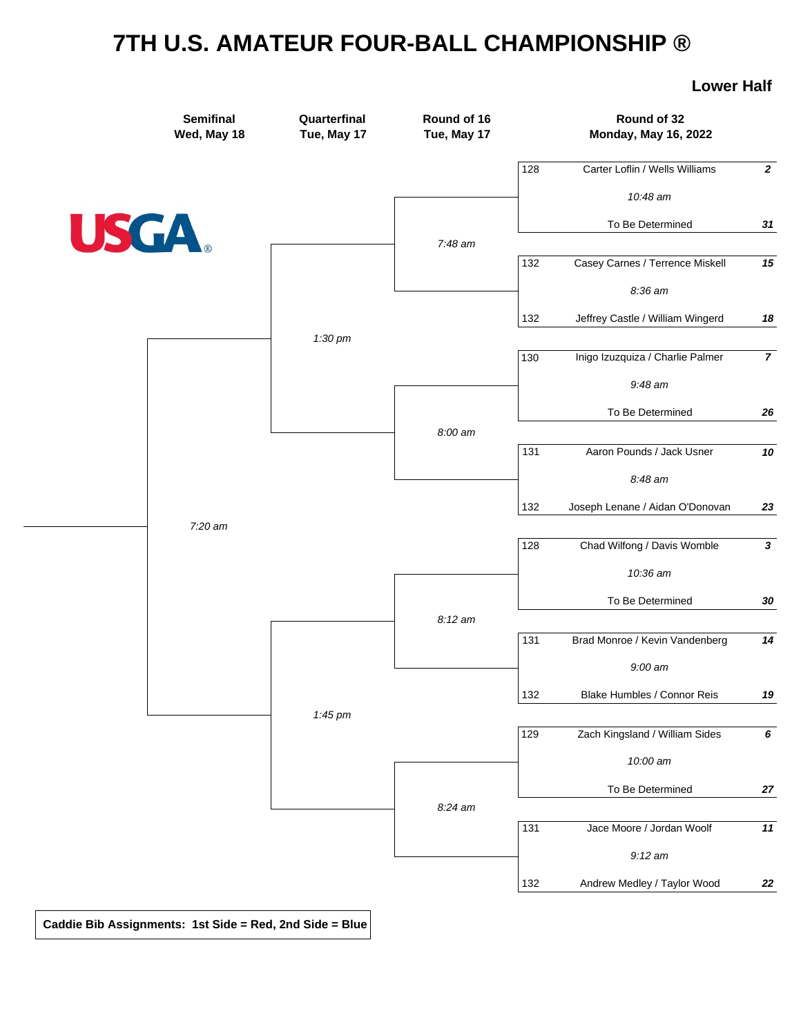# 7TH U.S. AMATEUR FOUR-BALL CHAMPIONSHIP ®

**Lower Half**

| Semifinal Wed, May 18 | Quarterfinal Tue, May 17 | Round of 16 Tue, May 17 | Round of 32 Monday, May 16, 2022 | | |
|---|---|---|---|---|---|
| | | | 128 | Carter Loflin / Wells Williams | 2 |
| | | | | *10:48 am* | |
| | | | | To Be Determined | 31 |
| | | *7:48 am* | | | |
| | | | 132 | Casey Carnes / Terrence Miskell | 15 |
| | | | | *8:36 am* | |
| | | | 132 | Jeffrey Castle / William Wingerd | 18 |
| | *1:30 pm* | | | | |
| | | | 130 | Inigo Izuzquiza / Charlie Palmer | 7 |
| | | | | *9:48 am* | |
| | | | | To Be Determined | 26 |
| | | *8:00 am* | | | |
| | | | 131 | Aaron Pounds / Jack Usner | 10 |
| | | | | *8:48 am* | |
| | | | 132 | Joseph Lenane / Aidan O'Donovan | 23 |
| *7:20 am* | | | | | |
| | | | 128 | Chad Wilfong / Davis Womble | 3 |
| | | | | *10:36 am* | |
| | | | | To Be Determined | 30 |
| | | *8:12 am* | | | |
| | | | 131 | Brad Monroe / Kevin Vandenberg | 14 |
| | | | | *9:00 am* | |
| | | | 132 | Blake Humbles / Connor Reis | 19 |
| | *1:45 pm* | | | | |
| | | | 129 | Zach Kingsland / William Sides | 6 |
| | | | | *10:00 am* | |
| | | | | To Be Determined | 27 |
| | | *8:24 am* | | | |
| | | | 131 | Jace Moore / Jordan Woolf | 11 |
| | | | | *9:12 am* | |
| | | | 132 | Andrew Medley / Taylor Wood | 22 |

**Caddie Bib Assignments: 1st Side = Red, 2nd Side = Blue**